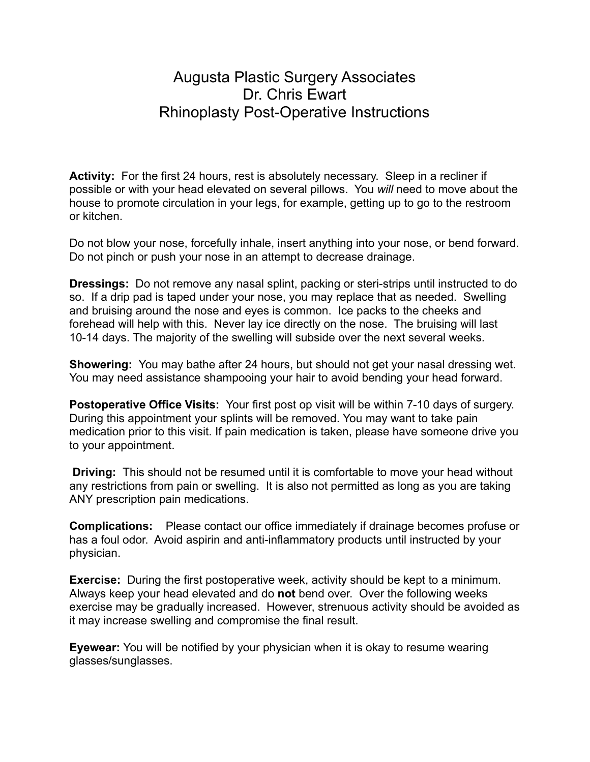# Augusta Plastic Surgery Associates
# Dr. Chris Ewart
# Rhinoplasty Post-Operative Instructions

**Activity:** For the first 24 hours, rest is absolutely necessary. Sleep in a recliner if possible or with your head elevated on several pillows. You *will* need to move about the house to promote circulation in your legs, for example, getting up to go to the restroom or kitchen.

Do not blow your nose, forcefully inhale, insert anything into your nose, or bend forward. Do not pinch or push your nose in an attempt to decrease drainage.

**Dressings:** Do not remove any nasal splint, packing or steri-strips until instructed to do so. If a drip pad is taped under your nose, you may replace that as needed. Swelling and bruising around the nose and eyes is common. Ice packs to the cheeks and forehead will help with this. Never lay ice directly on the nose. The bruising will last 10-14 days. The majority of the swelling will subside over the next several weeks.

**Showering:** You may bathe after 24 hours, but should not get your nasal dressing wet. You may need assistance shampooing your hair to avoid bending your head forward.

**Postoperative Office Visits:** Your first post op visit will be within 7-10 days of surgery. During this appointment your splints will be removed. You may want to take pain medication prior to this visit. If pain medication is taken, please have someone drive you to your appointment.

**Driving:** This should not be resumed until it is comfortable to move your head without any restrictions from pain or swelling. It is also not permitted as long as you are taking ANY prescription pain medications.

**Complications:** Please contact our office immediately if drainage becomes profuse or has a foul odor. Avoid aspirin and anti-inflammatory products until instructed by your physician.

**Exercise:** During the first postoperative week, activity should be kept to a minimum. Always keep your head elevated and do **not** bend over. Over the following weeks exercise may be gradually increased. However, strenuous activity should be avoided as it may increase swelling and compromise the final result.

**Eyewear:** You will be notified by your physician when it is okay to resume wearing glasses/sunglasses.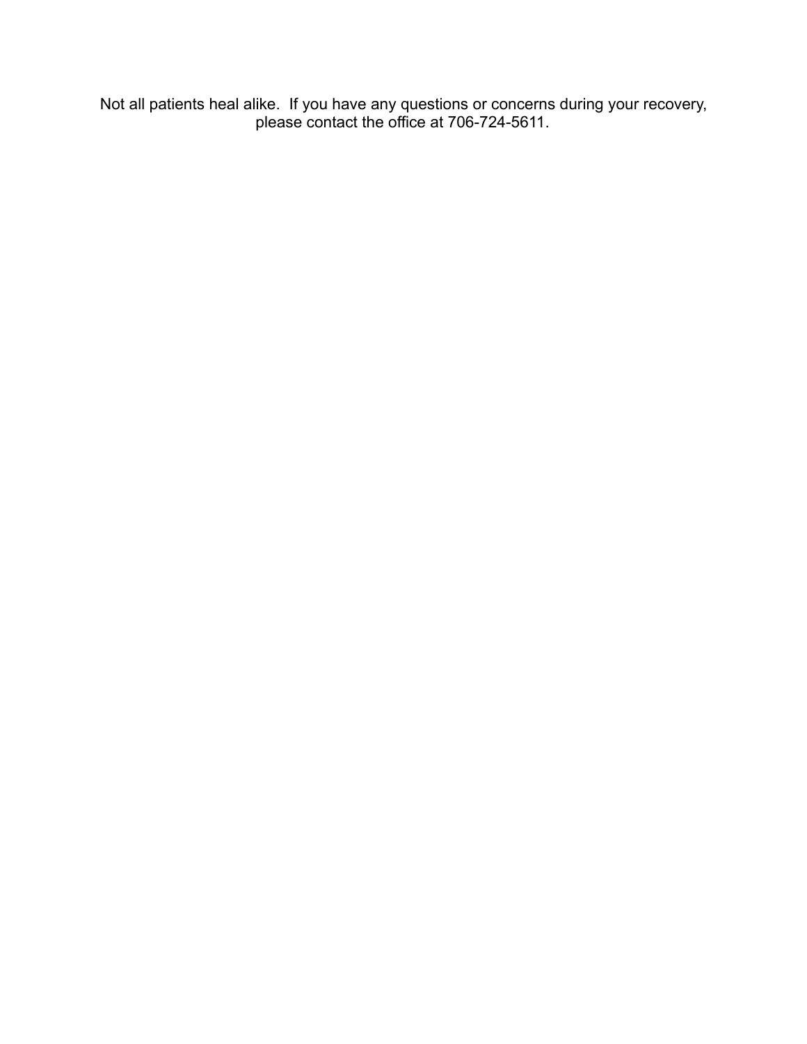Not all patients heal alike. If you have any questions or concerns during your recovery, please contact the office at 706-724-5611.